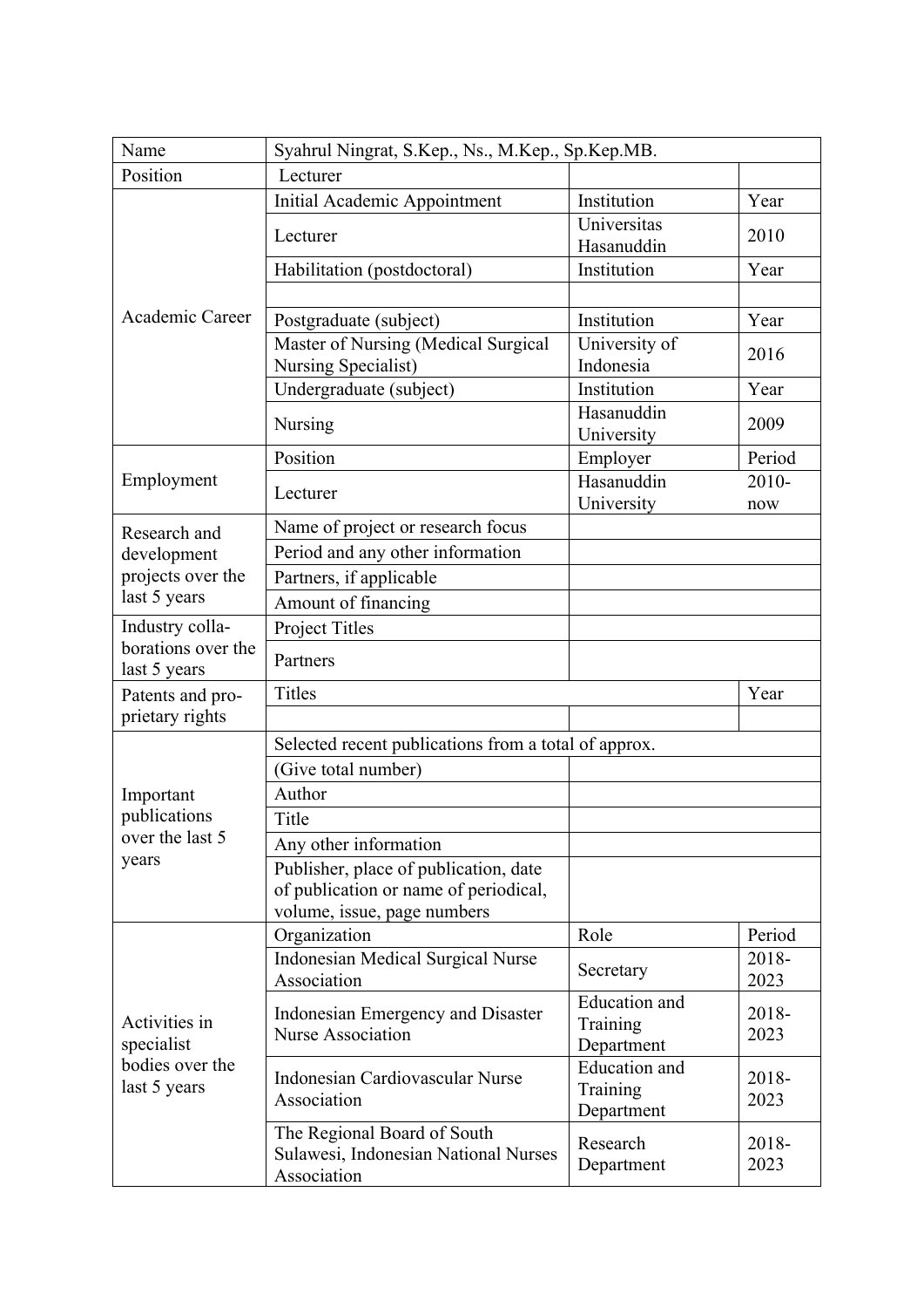| Name | Syahrul Ningrat, S.Kep., Ns., M.Kep., Sp.Kep.MB. | | |
|---|---|---|---|
| Position | Lecturer | | |
| Academic Career | Initial Academic Appointment | Institution | Year |
| | Lecturer | Universitas Hasanuddin | 2010 |
| | Habilitation (postdoctoral) | Institution | Year |
| | | | |
| | Postgraduate (subject) | Institution | Year |
| | Master of Nursing (Medical Surgical Nursing Specialist) | University of Indonesia | 2016 |
| | Undergraduate (subject) | Institution | Year |
| | Nursing | Hasanuddin University | 2009 |
| Employment | Position | Employer | Period |
| | Lecturer | Hasanuddin University | 2010-now |
| Research and development projects over the last 5 years | Name of project or research focus | | |
| | Period and any other information | | |
| | Partners, if applicable | | |
| | Amount of financing | | |
| Industry collaborations over the last 5 years | Project Titles | | |
| | Partners | | |
| Patents and proprietary rights | Titles | | Year |
| | | | |
| Important publications over the last 5 years | Selected recent publications from a total of approx. | | |
| | (Give total number) | | |
| | Author | | |
| | Title | | |
| | Any other information | | |
| | Publisher, place of publication, date of publication or name of periodical, volume, issue, page numbers | | |
| Activities in specialist bodies over the last 5 years | Organization | Role | Period |
| | Indonesian Medical Surgical Nurse Association | Secretary | 2018-2023 |
| | Indonesian Emergency and Disaster Nurse Association | Education and Training Department | 2018-2023 |
| | Indonesian Cardiovascular Nurse Association | Education and Training Department | 2018-2023 |
| | The Regional Board of South Sulawesi, Indonesian National Nurses Association | Research Department | 2018-2023 |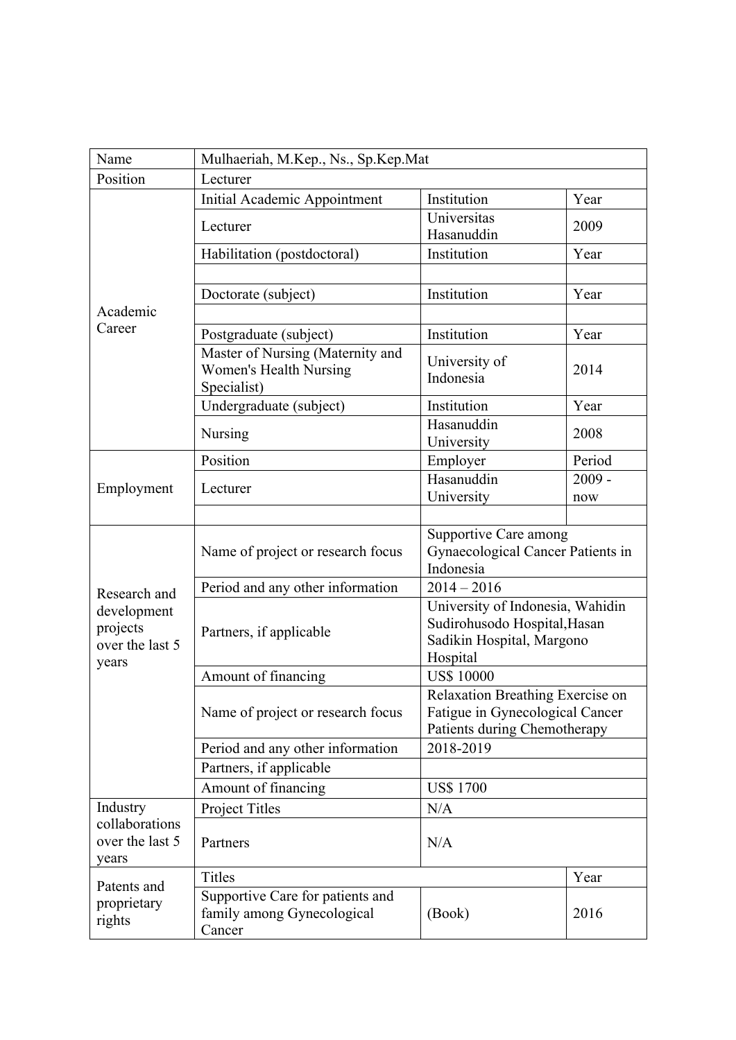| Name | Mulhaeriah, M.Kep., Ns., Sp.Kep.Mat | | |
|---|---|---|---|
| Position | Lecturer | | |
| Academic Career | Initial Academic Appointment | Institution | Year |
| | Lecturer | Universitas Hasanuddin | 2009 |
| | Habilitation (postdoctoral) | Institution | Year |
| | | | |
| | Doctorate (subject) | Institution | Year |
| | | | |
| | Postgraduate (subject) | Institution | Year |
| | Master of Nursing (Maternity and Women's Health Nursing Specialist) | University of Indonesia | 2014 |
| | Undergraduate (subject) | Institution | Year |
| | Nursing | Hasanuddin University | 2008 |
| Employment | Position | Employer | Period |
| | Lecturer | Hasanuddin University | 2009 - now |
| | | | |
| Research and development projects over the last 5 years | Name of project or research focus | Supportive Care among Gynaecological Cancer Patients in Indonesia | |
| | Period and any other information | 2014 – 2016 | |
| | Partners, if applicable | University of Indonesia, Wahidin Sudirohusodo Hospital,Hasan Sadikin Hospital, Margono Hospital | |
| | Amount of financing | US$ 10000 | |
| | Name of project or research focus | Relaxation Breathing Exercise on Fatigue in Gynecological Cancer Patients during Chemotherapy | |
| | Period and any other information | 2018-2019 | |
| | Partners, if applicable | | |
| | Amount of financing | US$ 1700 | |
| Industry collaborations over the last 5 years | Project Titles | N/A | |
| | Partners | N/A | |
| Patents and proprietary rights | Titles | | Year |
| | Supportive Care for patients and family among Gynecological Cancer | (Book) | 2016 |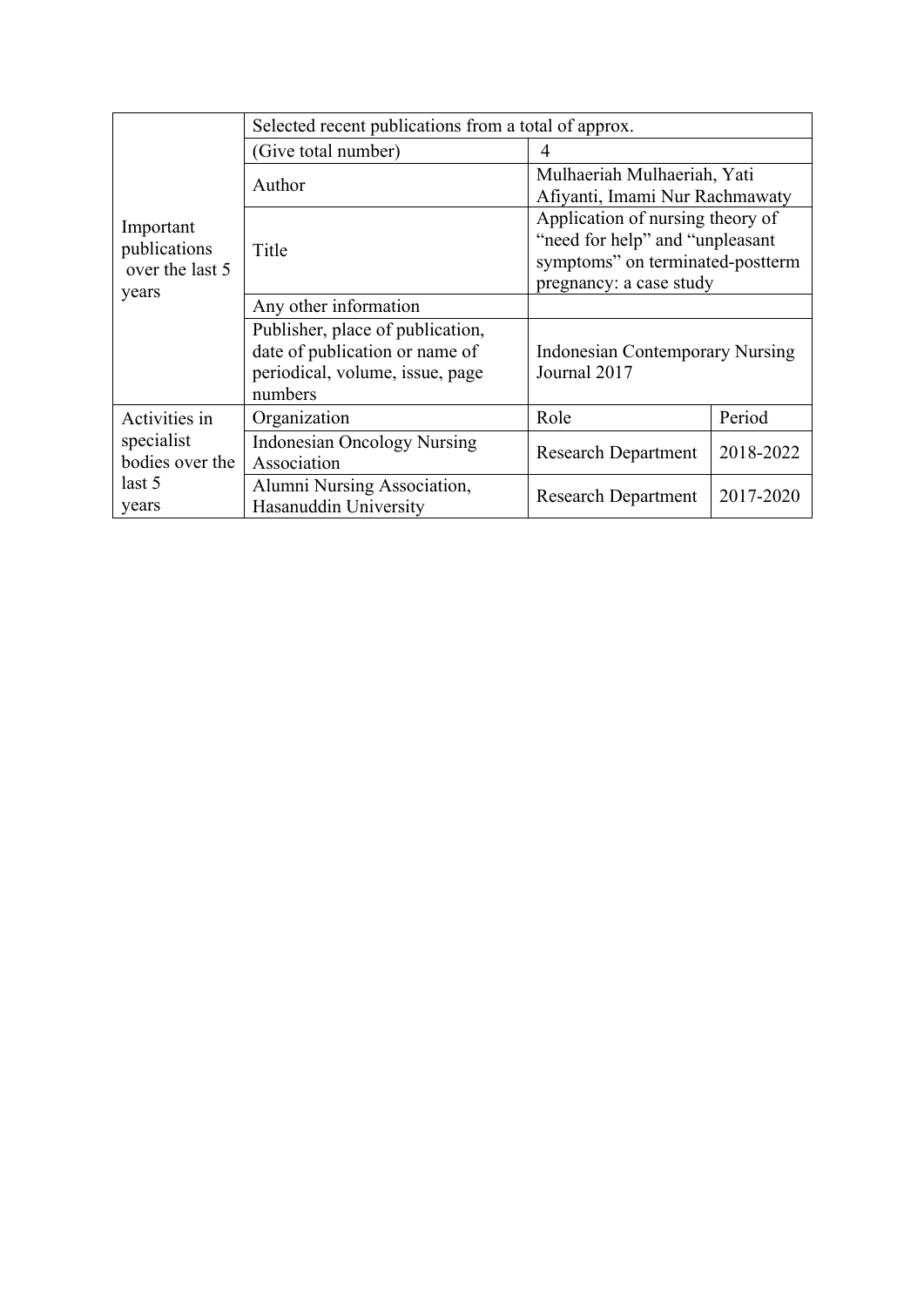| | | | |
|---|---|---|---|
| Important publications over the last 5 years | Selected recent publications from a total of approx. | | |
| | (Give total number) | 4 | |
| | Author | Mulhaeriah Mulhaeriah, Yati Afiyanti, Imami Nur Rachmawaty | |
| | Title | Application of nursing theory of “need for help” and “unpleasant symptoms” on terminated-postterm pregnancy: a case study | |
| | Any other information | | |
| | Publisher, place of publication, date of publication or name of periodical, volume, issue, page numbers | Indonesian Contemporary Nursing Journal 2017 | |
| Activities in specialist bodies over the last 5 years | Organization | Role | Period |
| | Indonesian Oncology Nursing Association | Research Department | 2018-2022 |
| | Alumni Nursing Association, Hasanuddin University | Research Department | 2017-2020 |